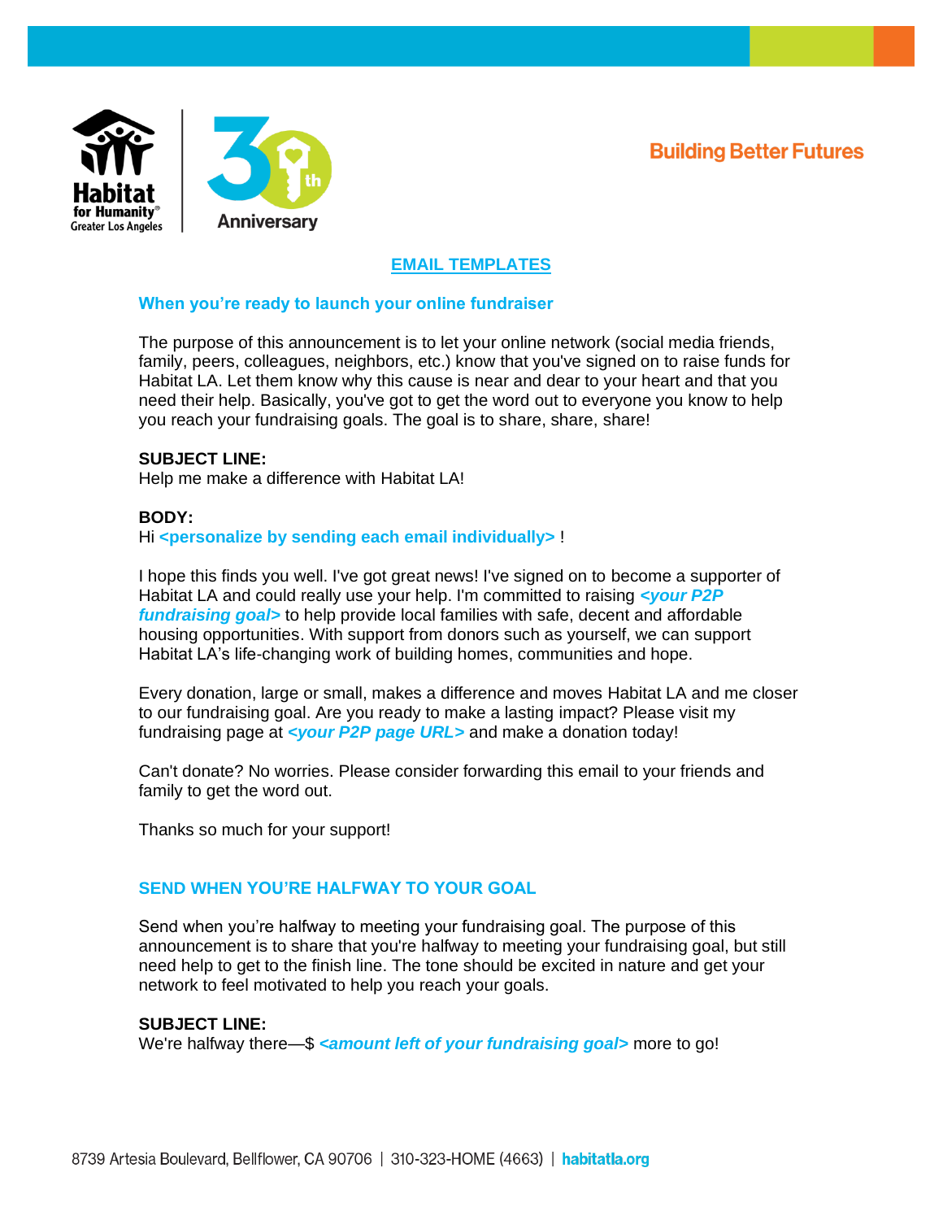Building Better Futures

# EMAIL TEMPLATES

## When you're ready to launch your online fundraiser

The purpose of this announcement is to let your online network (social media friends, family, peers, colleagues, neighbors, etc.) know that you've signed on to raise funds for Habitat LA. Let them know why this cause is near and dear to your heart and that you need their help. Basically, you've got to get the word out to everyone you know to help you reach your fundraising goals. The goal is to share, share, share!

**SUBJECT LINE:**
Help me make a difference with Habitat LA!

**BODY:**
Hi **<personalize by sending each email individually>** !

I hope this finds you well. I've got great news! I've signed on to become a supporter of Habitat LA and could really use your help. I'm committed to raising ***<your P2P fundraising goal>*** to help provide local families with safe, decent and affordable housing opportunities. With support from donors such as yourself, we can support Habitat LA's life-changing work of building homes, communities and hope.

Every donation, large or small, makes a difference and moves Habitat LA and me closer to our fundraising goal. Are you ready to make a lasting impact? Please visit my fundraising page at ***<your P2P page URL>*** and make a donation today!

Can't donate? No worries. Please consider forwarding this email to your friends and family to get the word out.

Thanks so much for your support!

## SEND WHEN YOU'RE HALFWAY TO YOUR GOAL

Send when you're halfway to meeting your fundraising goal. The purpose of this announcement is to share that you're halfway to meeting your fundraising goal, but still need help to get to the finish line. The tone should be excited in nature and get your network to feel motivated to help you reach your goals.

**SUBJECT LINE:**
We're halfway there—$ ***<amount left of your fundraising goal>*** more to go!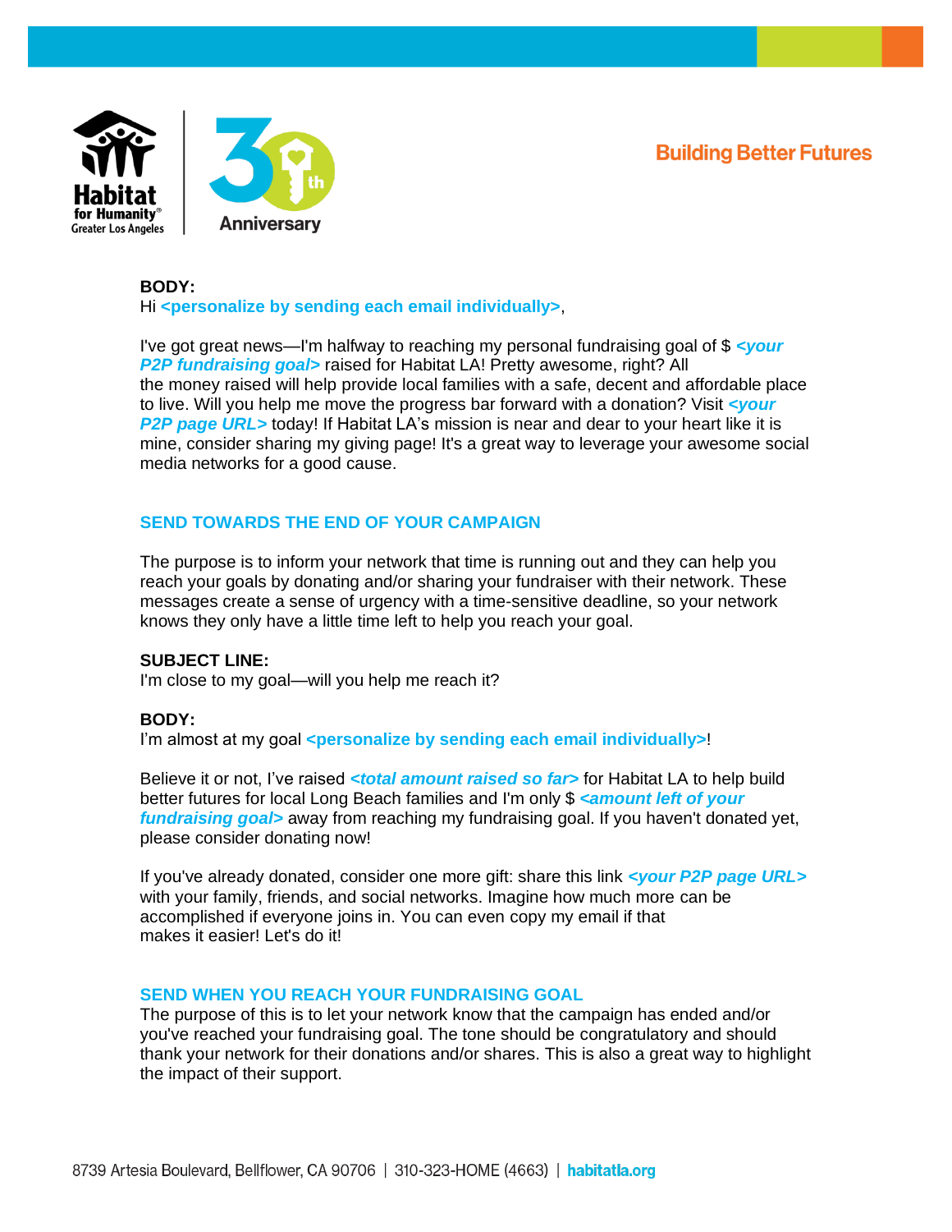**BODY:**
Hi **<personalize by sending each email individually>**,

I've got great news—I'm halfway to reaching my personal fundraising goal of $ ***<your P2P fundraising goal>*** raised for Habitat LA! Pretty awesome, right? All the money raised will help provide local families with a safe, decent and affordable place to live. Will you help me move the progress bar forward with a donation? Visit ***<your P2P page URL>*** today! If Habitat LA's mission is near and dear to your heart like it is mine, consider sharing my giving page! It's a great way to leverage your awesome social media networks for a good cause.

## SEND TOWARDS THE END OF YOUR CAMPAIGN

The purpose is to inform your network that time is running out and they can help you reach your goals by donating and/or sharing your fundraiser with their network. These messages create a sense of urgency with a time-sensitive deadline, so your network knows they only have a little time left to help you reach your goal.

**SUBJECT LINE:**
I'm close to my goal—will you help me reach it?

**BODY:**
I'm almost at my goal **<personalize by sending each email individually>**!

Believe it or not, I've raised ***<total amount raised so far>*** for Habitat LA to help build better futures for local Long Beach families and I'm only $ ***<amount left of your fundraising goal>*** away from reaching my fundraising goal. If you haven't donated yet, please consider donating now!

If you've already donated, consider one more gift: share this link ***<your P2P page URL>*** with your family, friends, and social networks. Imagine how much more can be accomplished if everyone joins in. You can even copy my email if that makes it easier! Let's do it!

## SEND WHEN YOU REACH YOUR FUNDRAISING GOAL

The purpose of this is to let your network know that the campaign has ended and/or you've reached your fundraising goal. The tone should be congratulatory and should thank your network for their donations and/or shares. This is also a great way to highlight the impact of their support.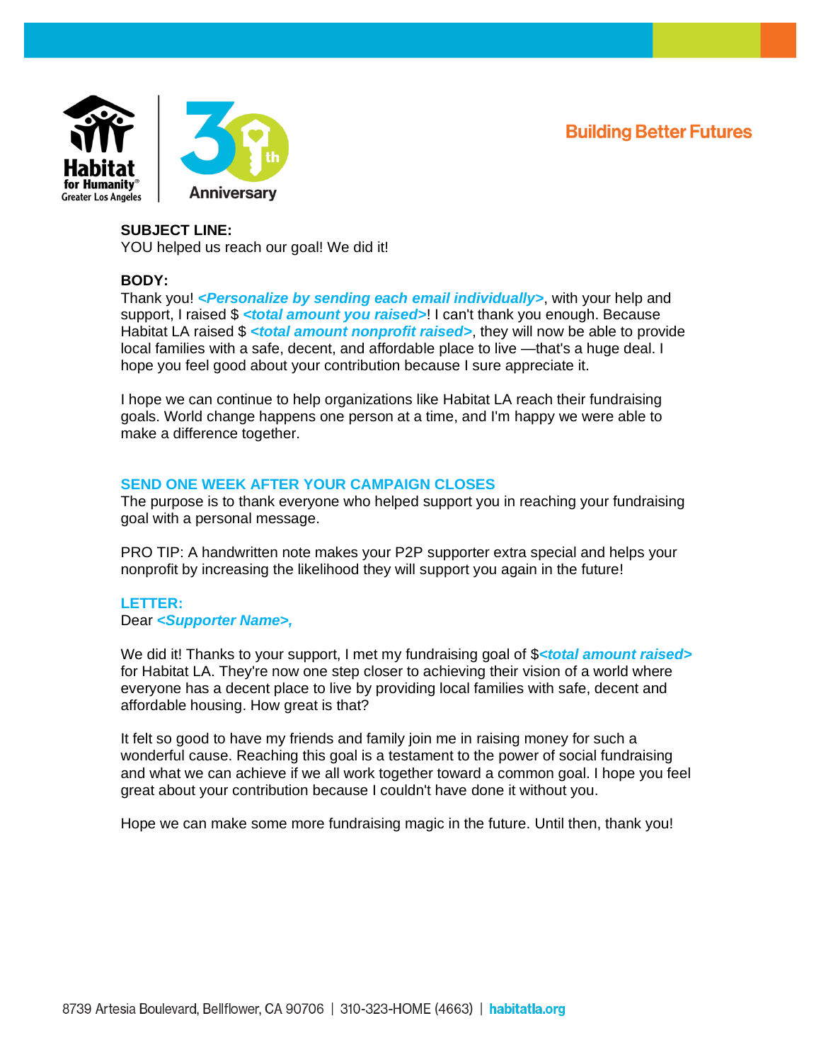Building Better Futures

**SUBJECT LINE:**
YOU helped us reach our goal! We did it!

**BODY:**
Thank you! ***<Personalize by sending each email individually>***, with your help and support, I raised $ ***<total amount you raised>***! I can't thank you enough. Because Habitat LA raised $ ***<total amount nonprofit raised>***, they will now be able to provide local families with a safe, decent, and affordable place to live —that's a huge deal. I hope you feel good about your contribution because I sure appreciate it.

I hope we can continue to help organizations like Habitat LA reach their fundraising goals. World change happens one person at a time, and I'm happy we were able to make a difference together.

**SEND ONE WEEK AFTER YOUR CAMPAIGN CLOSES**
The purpose is to thank everyone who helped support you in reaching your fundraising goal with a personal message.

PRO TIP: A handwritten note makes your P2P supporter extra special and helps your nonprofit by increasing the likelihood they will support you again in the future!

**LETTER:**
Dear ***<Supporter Name>,***

We did it! Thanks to your support, I met my fundraising goal of $***<total amount raised>*** for Habitat LA. They're now one step closer to achieving their vision of a world where everyone has a decent place to live by providing local families with safe, decent and affordable housing. How great is that?

It felt so good to have my friends and family join me in raising money for such a wonderful cause. Reaching this goal is a testament to the power of social fundraising and what we can achieve if we all work together toward a common goal. I hope you feel great about your contribution because I couldn't have done it without you.

Hope we can make some more fundraising magic in the future. Until then, thank you!